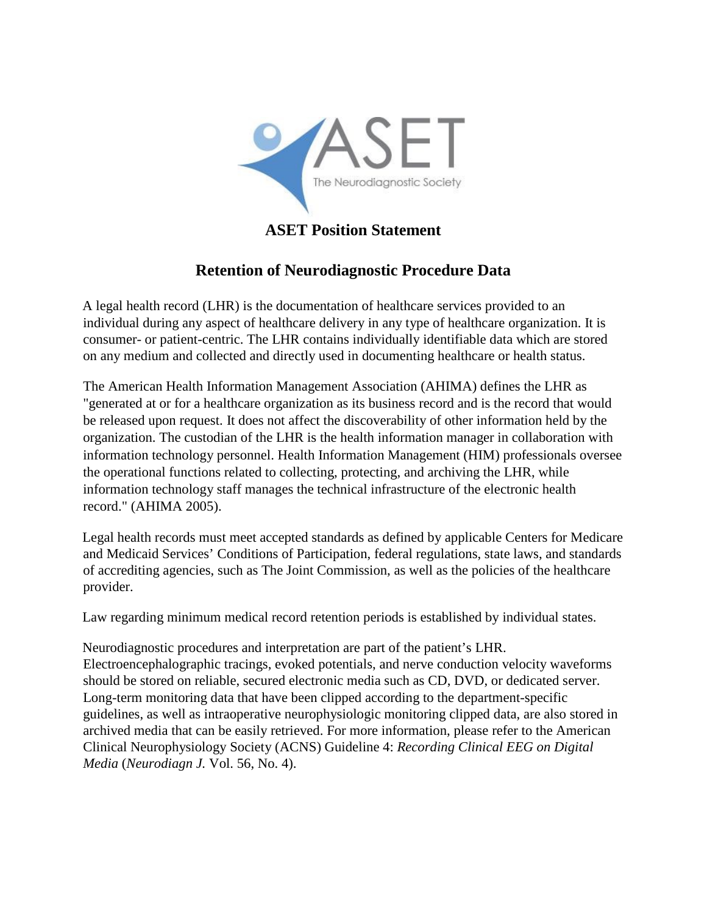# ASET Position Statement

## Retention of Neurodiagnostic Procedure Data

A legal health record (LHR) is the documentation of healthcare services provided to an individual during any aspect of healthcare delivery in any type of healthcare organization. It is consumer- or patient-centric. The LHR contains individually identifiable data which are stored on any medium and collected and directly used in documenting healthcare or health status.

The American Health Information Management Association (AHIMA) defines the LHR as "generated at or for a healthcare organization as its business record and is the record that would be released upon request. It does not affect the discoverability of other information held by the organization. The custodian of the LHR is the health information manager in collaboration with information technology personnel. Health Information Management (HIM) professionals oversee the operational functions related to collecting, protecting, and archiving the LHR, while information technology staff manages the technical infrastructure of the electronic health record." (AHIMA 2005).

Legal health records must meet accepted standards as defined by applicable Centers for Medicare and Medicaid Services' Conditions of Participation, federal regulations, state laws, and standards of accrediting agencies, such as The Joint Commission, as well as the policies of the healthcare provider.

Law regarding minimum medical record retention periods is established by individual states.

Neurodiagnostic procedures and interpretation are part of the patient's LHR. Electroencephalographic tracings, evoked potentials, and nerve conduction velocity waveforms should be stored on reliable, secured electronic media such as CD, DVD, or dedicated server. Long-term monitoring data that have been clipped according to the department-specific guidelines, as well as intraoperative neurophysiologic monitoring clipped data, are also stored in archived media that can be easily retrieved. For more information, please refer to the American Clinical Neurophysiology Society (ACNS) Guideline 4: *Recording Clinical EEG on Digital Media* (*Neurodiagn J.* Vol. 56, No. 4).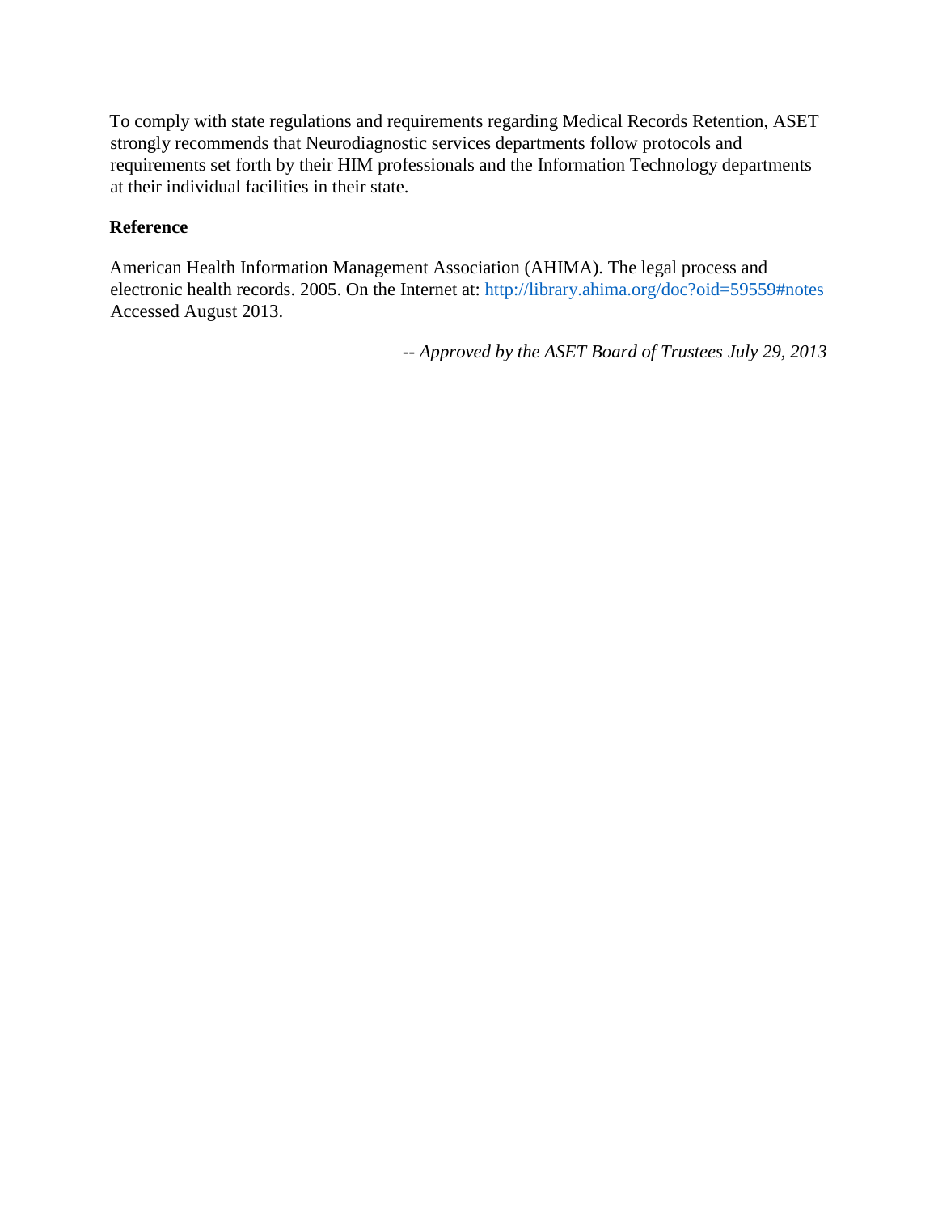To comply with state regulations and requirements regarding Medical Records Retention, ASET strongly recommends that Neurodiagnostic services departments follow protocols and requirements set forth by their HIM professionals and the Information Technology departments at their individual facilities in their state.

**Reference**

American Health Information Management Association (AHIMA). The legal process and electronic health records. 2005. On the Internet at: http://library.ahima.org/doc?oid=59559#notes Accessed August 2013.

-- *Approved by the ASET Board of Trustees July 29, 2013*